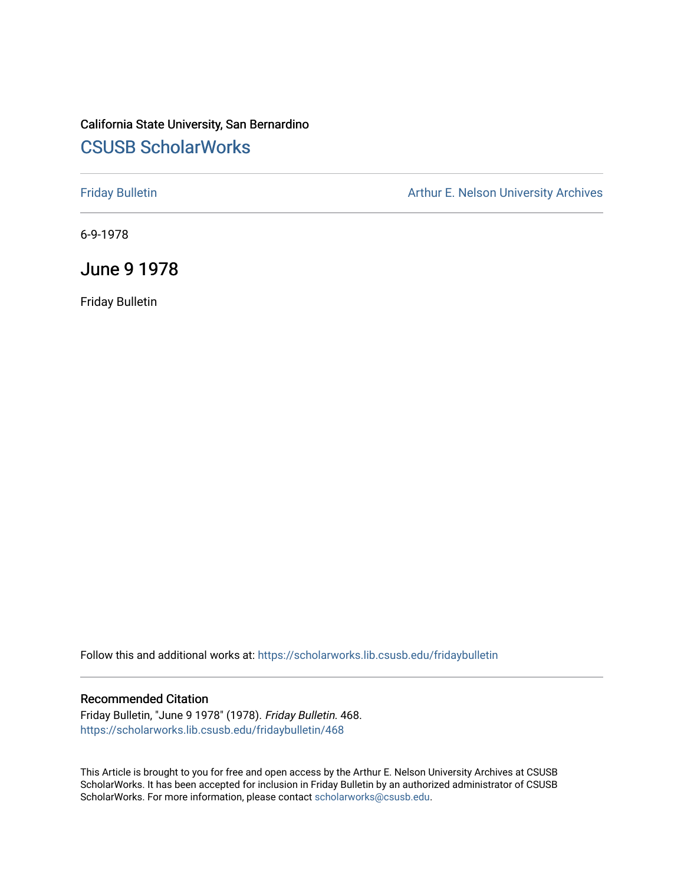California State University, San Bernardino

## CSUSB ScholarWorks

Friday Bulletin

Arthur E. Nelson University Archives

6-9-1978

# June 9 1978

Friday Bulletin

Follow this and additional works at: https://scholarworks.lib.csusb.edu/fridaybulletin

### Recommended Citation

Friday Bulletin, "June 9 1978" (1978). *Friday Bulletin*. 468.
https://scholarworks.lib.csusb.edu/fridaybulletin/468

This Article is brought to you for free and open access by the Arthur E. Nelson University Archives at CSUSB ScholarWorks. It has been accepted for inclusion in Friday Bulletin by an authorized administrator of CSUSB ScholarWorks. For more information, please contact scholarworks@csusb.edu.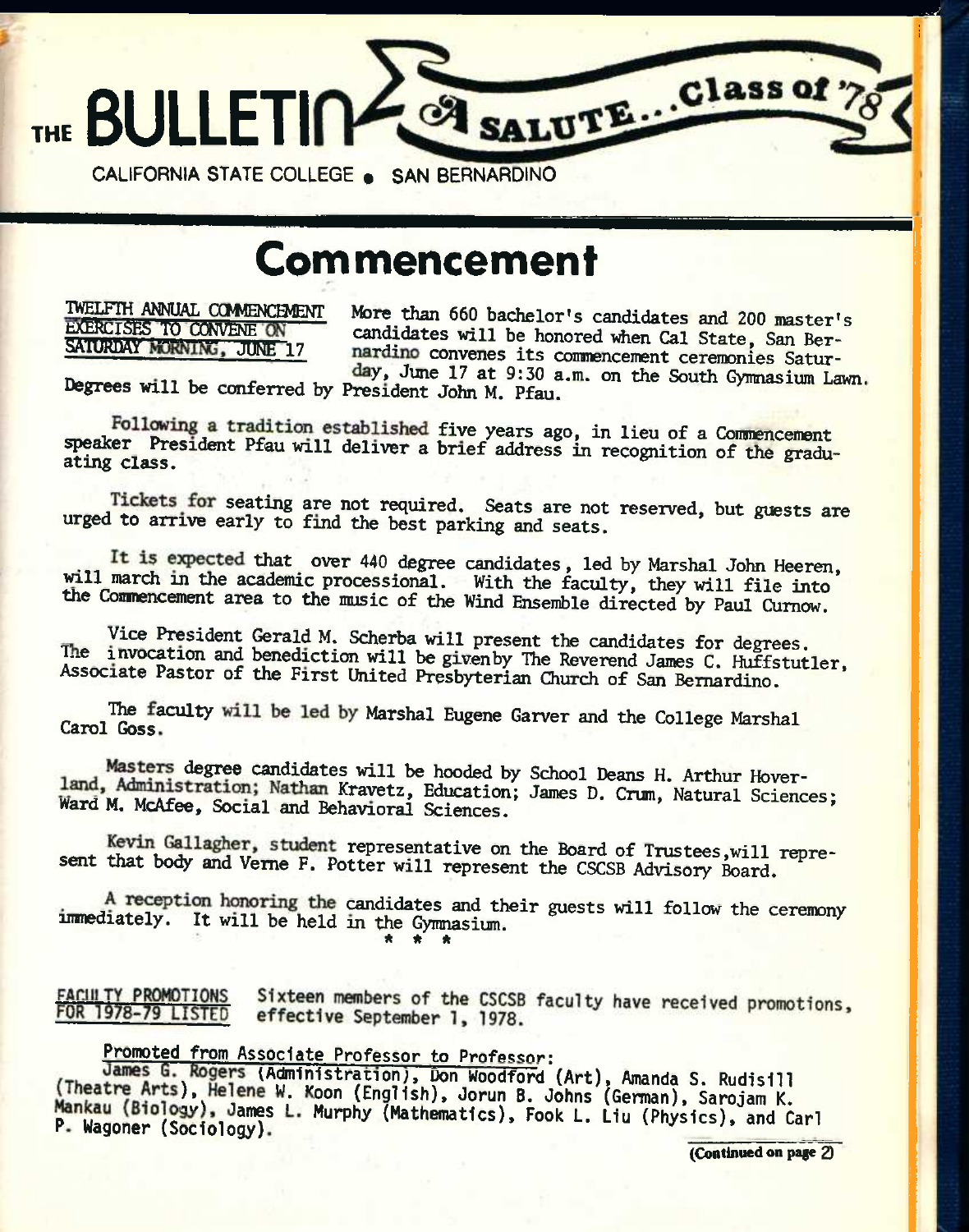THE **BULLETIN** — A SALUTE... Class of '78

CALIFORNIA STATE COLLEGE • SAN BERNARDINO

# Commencement

TWELFTH ANNUAL COMMENCEMENT EXERCISES TO CONVENE ON SATURDAY MORNING, JUNE 17

More than 660 bachelor's candidates and 200 master's candidates will be honored when Cal State, San Bernardino convenes its commencement ceremonies Saturday, June 17 at 9:30 a.m. on the South Gymnasium Lawn. Degrees will be conferred by President John M. Pfau.

Following a tradition established five years ago, in lieu of a Commencement speaker President Pfau will deliver a brief address in recognition of the graduating class.

Tickets for seating are not required. Seats are not reserved, but guests are urged to arrive early to find the best parking and seats.

It is expected that over 440 degree candidates, led by Marshal John Heeren, will march in the academic processional. With the faculty, they will file into the Commencement area to the music of the Wind Ensemble directed by Paul Curnow.

Vice President Gerald M. Scherba will present the candidates for degrees. The invocation and benediction will be given by The Reverend James C. Huffstutler, Associate Pastor of the First United Presbyterian Church of San Bernardino.

The faculty will be led by Marshal Eugene Garver and the College Marshal Carol Goss.

Masters degree candidates will be hooded by School Deans H. Arthur Hoverland, Administration; Nathan Kravetz, Education; James D. Crum, Natural Sciences; Ward M. McAfee, Social and Behavioral Sciences.

Kevin Gallagher, student representative on the Board of Trustees, will represent that body and Verne F. Potter will represent the CSCSB Advisory Board.

A reception honoring the candidates and their guests will follow the ceremony immediately. It will be held in the Gymnasium.

\* \* \*

FACULTY PROMOTIONS FOR 1978-79 LISTED

Sixteen members of the CSCSB faculty have received promotions, effective September 1, 1978.

Promoted from Associate Professor to Professor:

James G. Rogers (Administration), Don Woodford (Art), Amanda S. Rudisill (Theatre Arts), Helene W. Koon (English), Jorun B. Johns (German), Sarojam K. Mankau (Biology), James L. Murphy (Mathematics), Fook L. Liu (Physics), and Carl P. Wagoner (Sociology).

(Continued on page 2)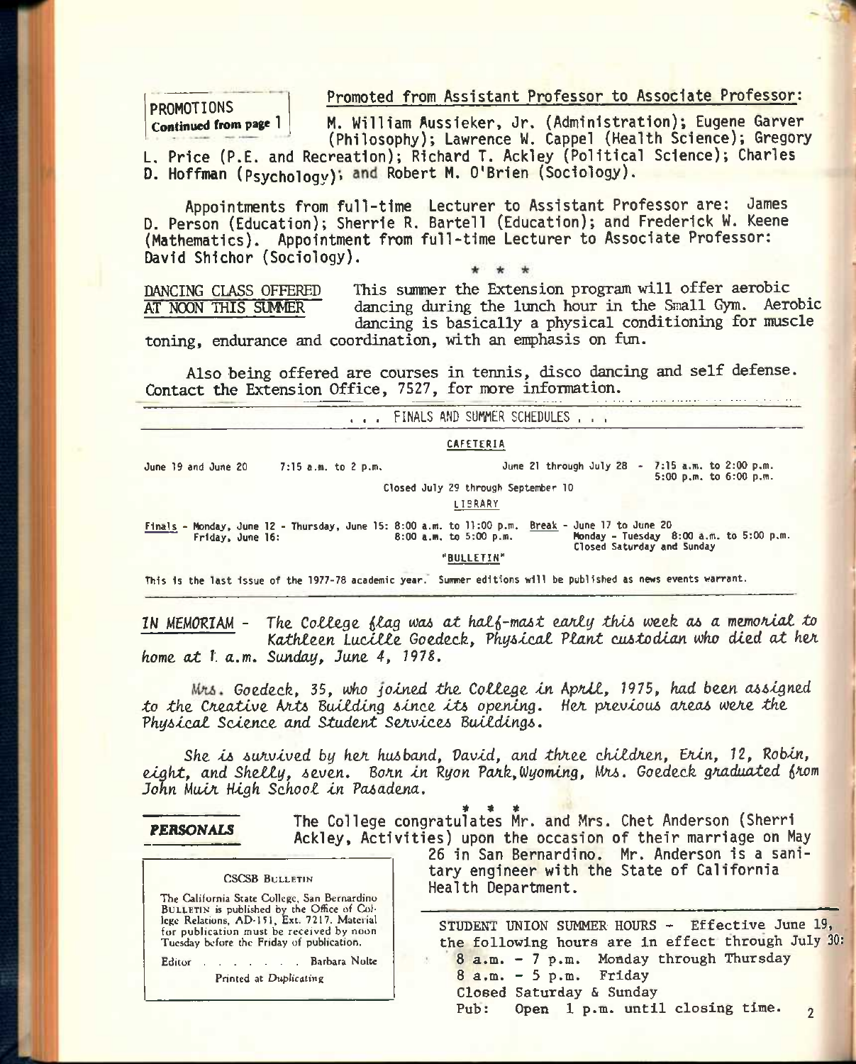**PROMOTIONS**
**Continued from page 1**

Promoted from Assistant Professor to Associate Professor:

M. William Aussieker, Jr. (Administration); Eugene Garver (Philosophy); Lawrence W. Cappel (Health Science); Gregory L. Price (P.E. and Recreation); Richard T. Ackley (Political Science); Charles D. Hoffman (Psychology); and Robert M. O'Brien (Sociology).

Appointments from full-time Lecturer to Assistant Professor are: James D. Person (Education); Sherrie R. Bartell (Education); and Frederick W. Keene (Mathematics). Appointment from full-time Lecturer to Associate Professor: David Shichor (Sociology).

\* \* \*

DANCING CLASS OFFERED AT NOON THIS SUMMER This summer the Extension program will offer aerobic dancing during the lunch hour in the Small Gym. Aerobic dancing is basically a physical conditioning for muscle toning, endurance and coordination, with an emphasis on fun.

Also being offered are courses in tennis, disco dancing and self defense. Contact the Extension Office, 7527, for more information.

. . . FINALS AND SUMMER SCHEDULES . . .

CAFETERIA

June 19 and June 20 7:15 a.m. to 2 p.m.

June 21 through July 28 - 7:15 a.m. to 2:00 p.m.
5:00 p.m. to 6:00 p.m.

Closed July 29 through September 10

LIBRARY

Finals - Monday, June 12 - Thursday, June 15: 8:00 a.m. to 11:00 p.m.
Friday, June 16: 8:00 a.m. to 5:00 p.m.

Break - June 17 to June 20
Monday - Tuesday 8:00 a.m. to 5:00 p.m.
Closed Saturday and Sunday

"BULLETIN"

This is the last issue of the 1977-78 academic year. Summer editions will be published as news events warrant.

*IN MEMORIAM - The College flag was at half-mast early this week as a memorial to Kathleen Lucille Goedeck, Physical Plant custodian who died at her home at 1 a.m. Sunday, June 4, 1978.*

*Mrs. Goedeck, 35, who joined the College in April, 1975, had been assigned to the Creative Arts Building since its opening. Her previous areas were the Physical Science and Student Services Buildings.*

*She is survived by her husband, David, and three children, Erin, 12, Robin, eight, and Shelly, seven. Born in Ryon Park, Wyoming, Mrs. Goedeck graduated from John Muir High School in Pasadena.*

\* \* \*

***PERSONALS***

The College congratulates Mr. and Mrs. Chet Anderson (Sherri Ackley, Activities) upon the occasion of their marriage on May 26 in San Bernardino. Mr. Anderson is a sanitary engineer with the State of California Health Department.

STUDENT UNION SUMMER HOURS - Effective June 19, the following hours are in effect through July 30:

8 a.m. - 7 p.m. Monday through Thursday
8 a.m. - 5 p.m. Friday
Closed Saturday & Sunday
Pub: Open 1 p.m. until closing time.

CSCSB BULLETIN

The California State College, San Bernardino BULLETIN is published by the Office of College Relations, AD-151, Ext. 7217. Material for publication must be received by noon Tuesday before the Friday of publication.

Editor . . . . . . . . Barbara Nolte

Printed at Duplicating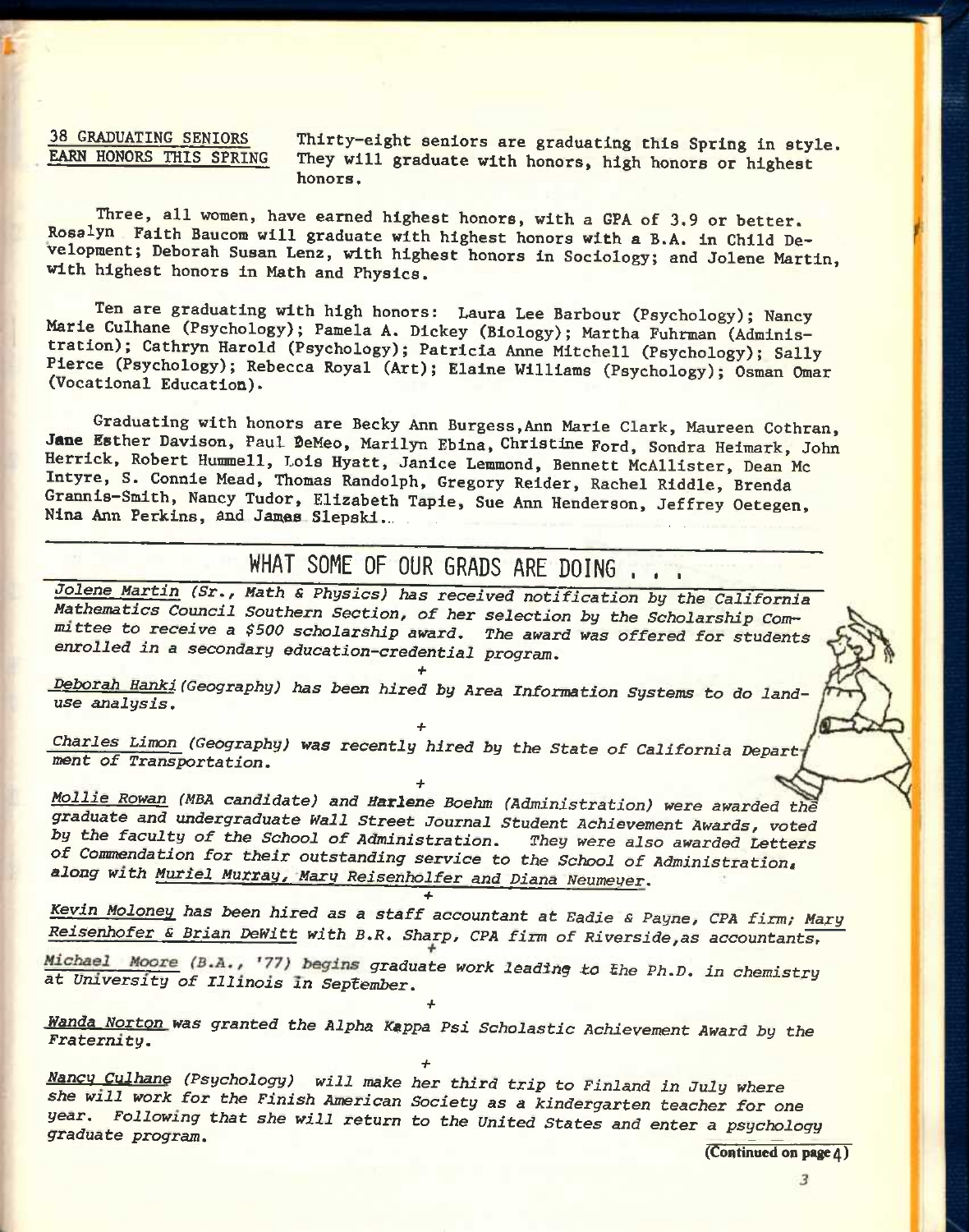## 38 GRADUATING SENIORS EARN HONORS THIS SPRING

Thirty-eight seniors are graduating this Spring in style. They will graduate with honors, high honors or highest honors.

Three, all women, have earned highest honors, with a GPA of 3.9 or better. Rosalyn Faith Baucom will graduate with highest honors with a B.A. in Child Development; Deborah Susan Lenz, with highest honors in Sociology; and Jolene Martin, with highest honors in Math and Physics.

Ten are graduating with high honors: Laura Lee Barbour (Psychology); Nancy Marie Culhane (Psychology); Pamela A. Dickey (Biology); Martha Fuhrman (Administration); Cathryn Harold (Psychology); Patricia Anne Mitchell (Psychology); Sally Pierce (Psychology); Rebecca Royal (Art); Elaine Williams (Psychology); Osman Omar (Vocational Education).

Graduating with honors are Becky Ann Burgess, Ann Marie Clark, Maureen Cothran, Jane Esther Davison, Paul DeMeo, Marilyn Ebina, Christine Ford, Sondra Heimark, John Herrick, Robert Hummell, Lois Hyatt, Janice Lemmond, Bennett McAllister, Dean Mc Intyre, S. Connie Mead, Thomas Randolph, Gregory Reider, Rachel Riddle, Brenda Grannis-Smith, Nancy Tudor, Elizabeth Tapie, Sue Ann Henderson, Jeffrey Oetegen, Nina Ann Perkins, and James Slepski.

## WHAT SOME OF OUR GRADS ARE DOING . . .

*Jolene Martin (Sr., Math & Physics) has received notification by the California Mathematics Council Southern Section, of her selection by the Scholarship Committee to receive a $500 scholarship award. The award was offered for students enrolled in a secondary education-credential program.*

+

*Deborah Hanki (Geography) has been hired by Area Information Systems to do land-use analysis.*

+

*Charles Limon (Geography) was recently hired by the State of California Department of Transportation.*

+

*Mollie Rowan (MBA candidate) and Harlene Boehm (Administration) were awarded the graduate and undergraduate Wall Street Journal Student Achievement Awards, voted by the faculty of the School of Administration. They were also awarded Letters of Commendation for their outstanding service to the School of Administration, along with Muriel Murray, Mary Reisenholfer and Diana Neumeyer.*

+

*Kevin Moloney has been hired as a staff accountant at Eadie & Payne, CPA firm; Mary Reisenhofer & Brian DeWitt with B.R. Sharp, CPA firm of Riverside, as accountants.*

+

*Michael Moore (B.A., '77) begins graduate work leading to the Ph.D. in chemistry at University of Illinois in September.*

+

*Wanda Norton was granted the Alpha Kappa Psi Scholastic Achievement Award by the Fraternity.*

+

*Nancy Culhane (Psychology) will make her third trip to Finland in July where she will work for the Finish American Society as a kindergarten teacher for one year. Following that she will return to the United States and enter a psychology graduate program.*

(Continued on page 4)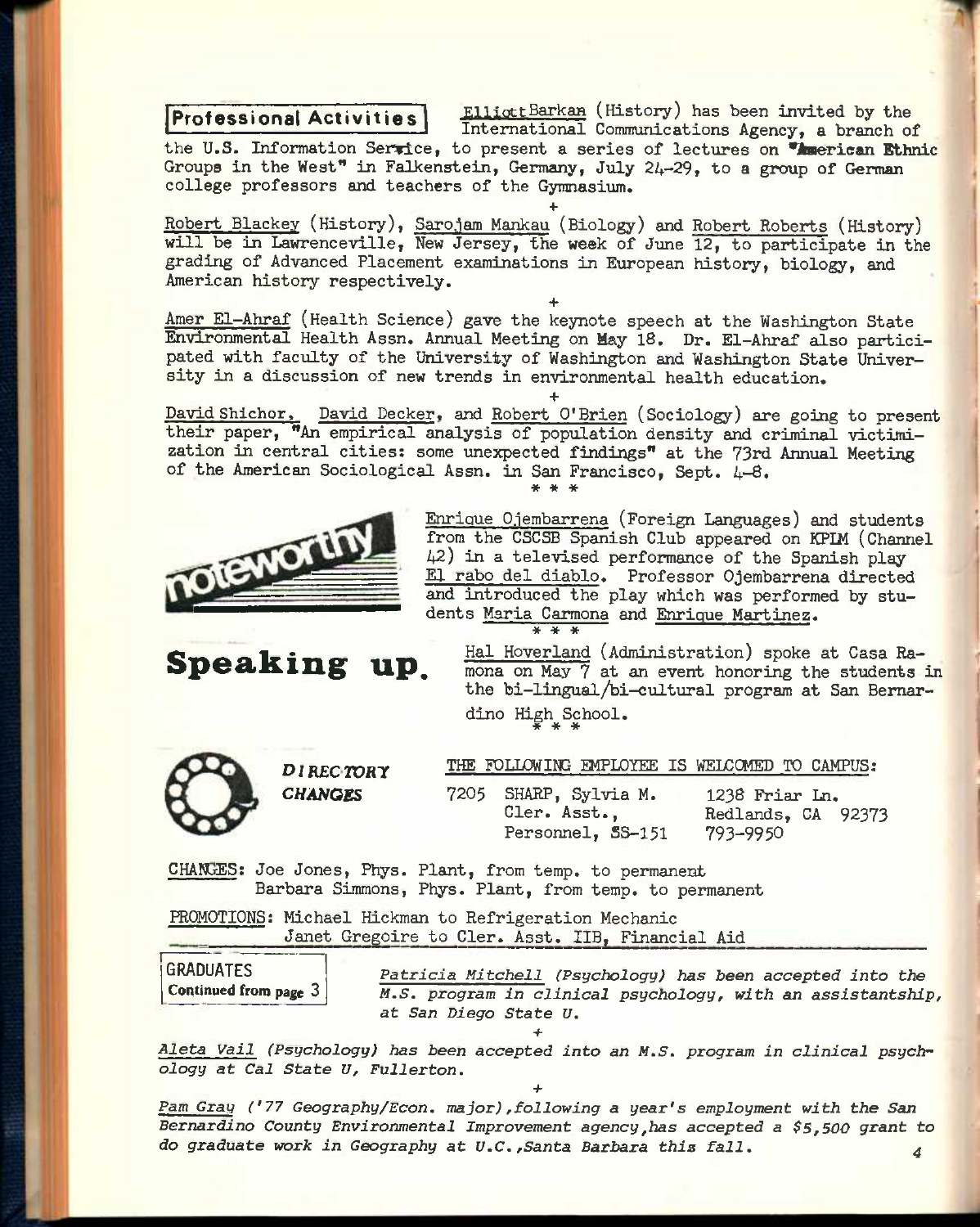## Professional Activities

Elliott Barkan (History) has been invited by the International Communications Agency, a branch of the U.S. Information Service, to present a series of lectures on "American Ethnic Groups in the West" in Falkenstein, Germany, July 24-29, to a group of German college professors and teachers of the Gymnasium.

+

Robert Blackey (History), Sarojam Mankau (Biology) and Robert Roberts (History) will be in Lawrenceville, New Jersey, the week of June 12, to participate in the grading of Advanced Placement examinations in European history, biology, and American history respectively.

+

Amer El-Ahraf (Health Science) gave the keynote speech at the Washington State Environmental Health Assn. Annual Meeting on May 18. Dr. El-Ahraf also participated with faculty of the University of Washington and Washington State University in a discussion of new trends in environmental health education.

+

David Shichor, David Decker, and Robert O'Brien (Sociology) are going to present their paper, "An empirical analysis of population density and criminal victimization in central cities: some unexpected findings" at the 73rd Annual Meeting of the American Sociological Assn. in San Francisco, Sept. 4-8.

\* \* \*

## noteworthy

Enrique Ojembarrena (Foreign Languages) and students from the CSCSB Spanish Club appeared on KPLM (Channel 42) in a televised performance of the Spanish play El rabo del diablo. Professor Ojembarrena directed and introduced the play which was performed by students Maria Carmona and Enrique Martinez.

\* \* \*

## Speaking up.

Hal Hoverland (Administration) spoke at Casa Ramona on May 7 at an event honoring the students in the bi-lingual/bi-cultural program at San Bernardino High School.

\* \* \*

## *DIRECTORY CHANGES*

THE FOLLOWING EMPLOYEE IS WELCOMED TO CAMPUS:

| | | |
|---|---|---|
| 7205 | SHARP, Sylvia M.<br>Cler. Asst.,<br>Personnel, SS-151 | 1238 Friar Ln.<br>Redlands, CA 92373<br>793-9950 |

CHANGES: Joe Jones, Phys. Plant, from temp. to permanent
Barbara Simmons, Phys. Plant, from temp. to permanent

PROMOTIONS: Michael Hickman to Refrigeration Mechanic
Janet Gregoire to Cler. Asst. IIB, Financial Aid

## GRADUATES
**Continued from page 3**

*Patricia Mitchell (Psychology) has been accepted into the M.S. program in clinical psychology, with an assistantship, at San Diego State U.*

+

*Aleta Vail (Psychology) has been accepted into an M.S. program in clinical psychology at Cal State U, Fullerton.*

+

*Pam Gray ('77 Geography/Econ. major), following a year's employment with the San Bernardino County Environmental Improvement agency, has accepted a $5,500 grant to do graduate work in Geography at U.C., Santa Barbara this fall.*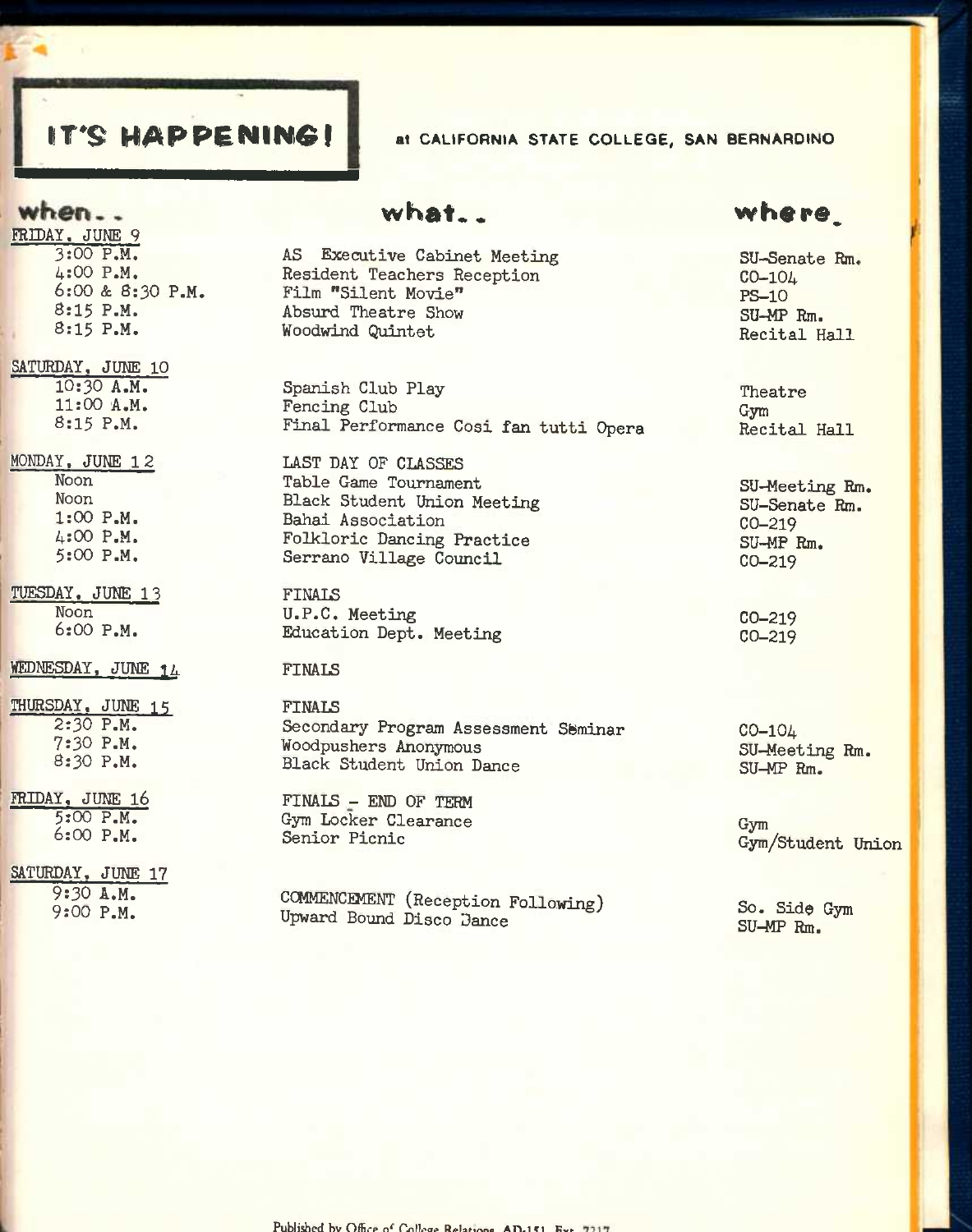# IT'S HAPPENING!

at CALIFORNIA STATE COLLEGE, SAN BERNARDINO

| when.. | what.. | where. |
|---|---|---|
| FRIDAY, JUNE 9 | | |
| 3:00 P.M. | AS Executive Cabinet Meeting | SU-Senate Rm. |
| 4:00 P.M. | Resident Teachers Reception | CO-104 |
| 6:00 & 8:30 P.M. | Film "Silent Movie" | PS-10 |
| 8:15 P.M. | Absurd Theatre Show | SU-MP Rm. |
| 8:15 P.M. | Woodwind Quintet | Recital Hall |
| SATURDAY, JUNE 10 | | |
| 10:30 A.M. | Spanish Club Play | Theatre |
| 11:00 A.M. | Fencing Club | Gym |
| 8:15 P.M. | Final Performance Cosi fan tutti Opera | Recital Hall |
| MONDAY, JUNE 12 | LAST DAY OF CLASSES | |
| Noon | Table Game Tournament | SU-Meeting Rm. |
| Noon | Black Student Union Meeting | SU-Senate Rm. |
| 1:00 P.M. | Bahai Association | CO-219 |
| 4:00 P.M. | Folkloric Dancing Practice | SU-MP Rm. |
| 5:00 P.M. | Serrano Village Council | CO-219 |
| TUESDAY, JUNE 13 | FINALS | |
| Noon | U.P.C. Meeting | CO-219 |
| 6:00 P.M. | Education Dept. Meeting | CO-219 |
| WEDNESDAY, JUNE 14 | FINALS | |
| THURSDAY, JUNE 15 | FINALS | |
| 2:30 P.M. | Secondary Program Assessment Seminar | CO-104 |
| 7:30 P.M. | Woodpushers Anonymous | SU-Meeting Rm. |
| 8:30 P.M. | Black Student Union Dance | SU-MP Rm. |
| FRIDAY, JUNE 16 | FINALS - END OF TERM | |
| 5:00 P.M. | Gym Locker Clearance | Gym |
| 6:00 P.M. | Senior Picnic | Gym/Student Union |
| SATURDAY, JUNE 17 | | |
| 9:30 A.M. | COMMENCEMENT (Reception Following) | So. Side Gym |
| 9:00 P.M. | Upward Bound Disco Dance | SU-MP Rm. |

Published by Office of College Relations, AD-151, Ext. 7217